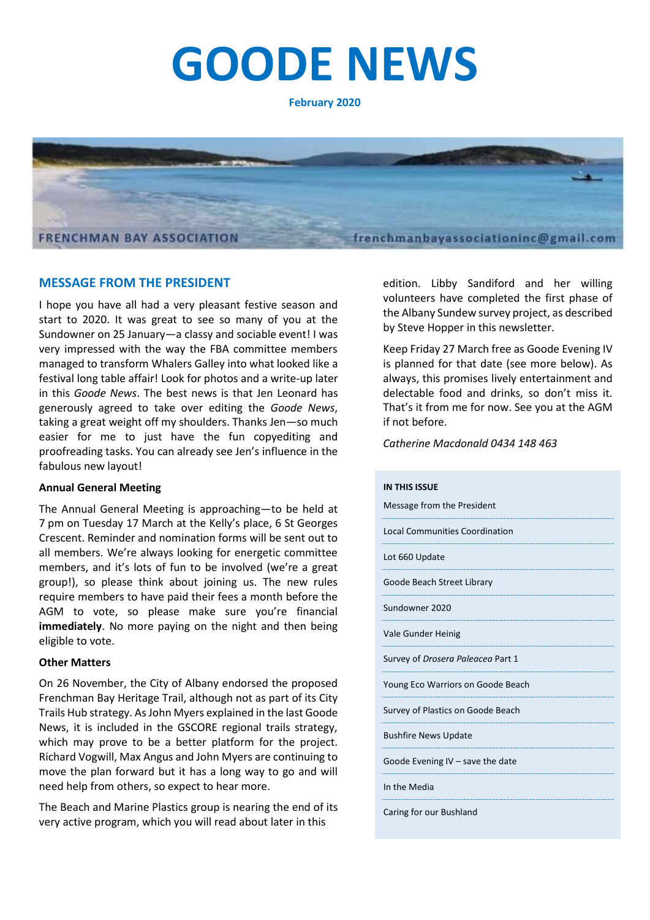# GOODE NEWS

**February 2020**

FRENCHMAN BAY ASSOCIATION frenchmanbayassociationinc@gmail.com

## MESSAGE FROM THE PRESIDENT

I hope you have all had a very pleasant festive season and start to 2020. It was great to see so many of you at the Sundowner on 25 January—a classy and sociable event! I was very impressed with the way the FBA committee members managed to transform Whalers Galley into what looked like a festival long table affair! Look for photos and a write-up later in this *Goode News*. The best news is that Jen Leonard has generously agreed to take over editing the *Goode News*, taking a great weight off my shoulders. Thanks Jen—so much easier for me to just have the fun copyediting and proofreading tasks. You can already see Jen's influence in the fabulous new layout!

**Annual General Meeting**

The Annual General Meeting is approaching—to be held at 7 pm on Tuesday 17 March at the Kelly's place, 6 St Georges Crescent. Reminder and nomination forms will be sent out to all members. We're always looking for energetic committee members, and it's lots of fun to be involved (we're a great group!), so please think about joining us. The new rules require members to have paid their fees a month before the AGM to vote, so please make sure you're financial **immediately**. No more paying on the night and then being eligible to vote.

**Other Matters**

On 26 November, the City of Albany endorsed the proposed Frenchman Bay Heritage Trail, although not as part of its City Trails Hub strategy. As John Myers explained in the last Goode News, it is included in the GSCORE regional trails strategy, which may prove to be a better platform for the project. Richard Vogwill, Max Angus and John Myers are continuing to move the plan forward but it has a long way to go and will need help from others, so expect to hear more.

The Beach and Marine Plastics group is nearing the end of its very active program, which you will read about later in this edition. Libby Sandiford and her willing volunteers have completed the first phase of the Albany Sundew survey project, as described by Steve Hopper in this newsletter.

Keep Friday 27 March free as Goode Evening IV is planned for that date (see more below). As always, this promises lively entertainment and delectable food and drinks, so don't miss it. That's it from me for now. See you at the AGM if not before.

*Catherine Macdonald 0434 148 463*

**IN THIS ISSUE**

- Message from the President
- Local Communities Coordination
- Lot 660 Update
- Goode Beach Street Library
- Sundowner 2020
- Vale Gunder Heinig
- Survey of *Drosera Paleacea* Part 1
- Young Eco Warriors on Goode Beach
- Survey of Plastics on Goode Beach
- Bushfire News Update
- Goode Evening IV – save the date
- In the Media
- Caring for our Bushland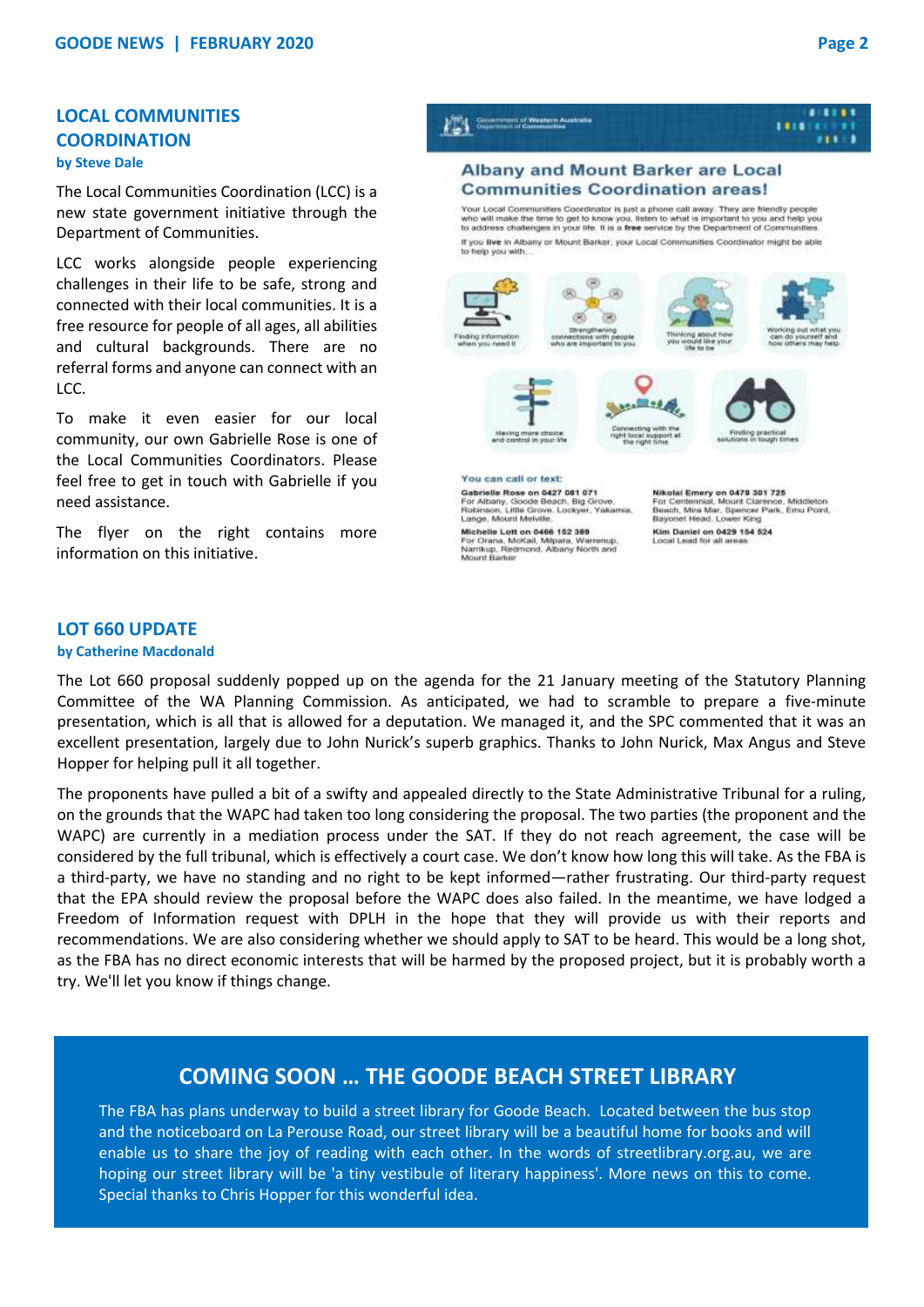## LOCAL COMMUNITIES COORDINATION

**by Steve Dale**

The Local Communities Coordination (LCC) is a new state government initiative through the Department of Communities.

LCC works alongside people experiencing challenges in their life to be safe, strong and connected with their local communities. It is a free resource for people of all ages, all abilities and cultural backgrounds. There are no referral forms and anyone can connect with an LCC.

To make it even easier for our local community, our own Gabrielle Rose is one of the Local Communities Coordinators. Please feel free to get in touch with Gabrielle if you need assistance.

The flyer on the right contains more information on this initiative.

Government of Western Australia
Department of Communities

### Albany and Mount Barker are Local Communities Coordination areas!

Your Local Communities Coordinator is just a phone call away. They are friendly people who will make the time to get to know you, listen to what is important to you and help you to address challenges in your life. It is a **free** service by the Department of Communities.

If you **live** in Albany or Mount Barker, your Local Communities Coordinator might be able to help you with...

- Finding information when you need it
- Strengthening connections with people who are important to you
- Thinking about how you would like your life to be
- Working out what you can do yourself and how others may help
- Having more choice and control in your life
- Connecting with the right local support at the right time
- Finding practical solutions in tough times

**You can call or text:**

**Gabrielle Rose on 0427 081 071**
For Albany, Goode Beach, Big Grove, Robinson, Little Grove, Lockyer, Yakamia, Lange, Mount Melville.

**Michelle Lott on 0466 152 389**
For Orana, McKail, Milpara, Warrenup, Narrikup, Redmond, Albany North and Mount Barker

**Nikolai Emery on 0478 301 725**
For Centennial, Mount Clarence, Middleton Beach, Mira Mar, Spencer Park, Emu Point, Bayonet Head, Lower King

**Kim Daniel on 0429 154 524**
Local Lead for all areas

## LOT 660 UPDATE

**by Catherine Macdonald**

The Lot 660 proposal suddenly popped up on the agenda for the 21 January meeting of the Statutory Planning Committee of the WA Planning Commission. As anticipated, we had to scramble to prepare a five-minute presentation, which is all that is allowed for a deputation. We managed it, and the SPC commented that it was an excellent presentation, largely due to John Nurick's superb graphics. Thanks to John Nurick, Max Angus and Steve Hopper for helping pull it all together.

The proponents have pulled a bit of a swifty and appealed directly to the State Administrative Tribunal for a ruling, on the grounds that the WAPC had taken too long considering the proposal. The two parties (the proponent and the WAPC) are currently in a mediation process under the SAT. If they do not reach agreement, the case will be considered by the full tribunal, which is effectively a court case. We don't know how long this will take. As the FBA is a third-party, we have no standing and no right to be kept informed—rather frustrating. Our third-party request that the EPA should review the proposal before the WAPC does also failed. In the meantime, we have lodged a Freedom of Information request with DPLH in the hope that they will provide us with their reports and recommendations. We are also considering whether we should apply to SAT to be heard. This would be a long shot, as the FBA has no direct economic interests that will be harmed by the proposed project, but it is probably worth a try. We'll let you know if things change.

## COMING SOON … THE GOODE BEACH STREET LIBRARY

The FBA has plans underway to build a street library for Goode Beach. Located between the bus stop and the noticeboard on La Perouse Road, our street library will be a beautiful home for books and will enable us to share the joy of reading with each other. In the words of streetlibrary.org.au, we are hoping our street library will be 'a tiny vestibule of literary happiness'. More news on this to come. Special thanks to Chris Hopper for this wonderful idea.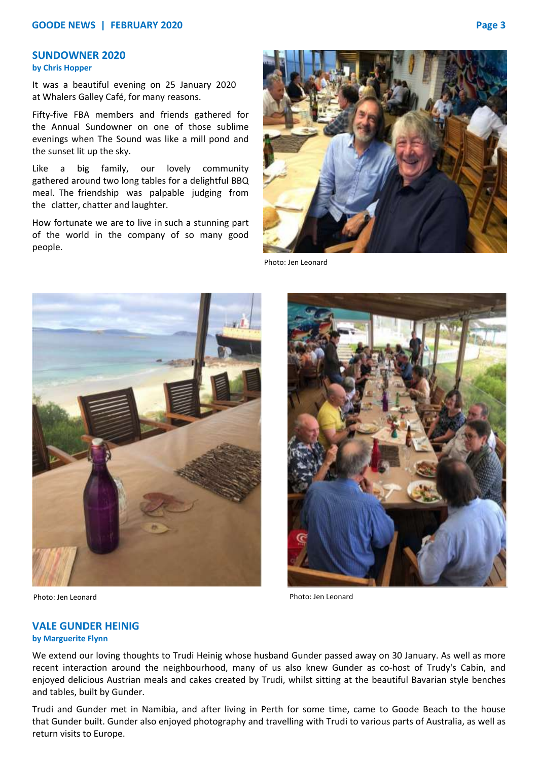## SUNDOWNER 2020

**by Chris Hopper**

It was a beautiful evening on 25 January 2020 at Whalers Galley Café, for many reasons.

Fifty-five FBA members and friends gathered for the Annual Sundowner on one of those sublime evenings when The Sound was like a mill pond and the sunset lit up the sky.

Like a big family, our lovely community gathered around two long tables for a delightful BBQ meal. The friendship was palpable judging from the clatter, chatter and laughter.

How fortunate we are to live in such a stunning part of the world in the company of so many good people.

Photo: Jen Leonard

Photo: Jen Leonard

Photo: Jen Leonard

## VALE GUNDER HEINIG

**by Marguerite Flynn**

We extend our loving thoughts to Trudi Heinig whose husband Gunder passed away on 30 January. As well as more recent interaction around the neighbourhood, many of us also knew Gunder as co-host of Trudy's Cabin, and enjoyed delicious Austrian meals and cakes created by Trudi, whilst sitting at the beautiful Bavarian style benches and tables, built by Gunder.

Trudi and Gunder met in Namibia, and after living in Perth for some time, came to Goode Beach to the house that Gunder built. Gunder also enjoyed photography and travelling with Trudi to various parts of Australia, as well as return visits to Europe.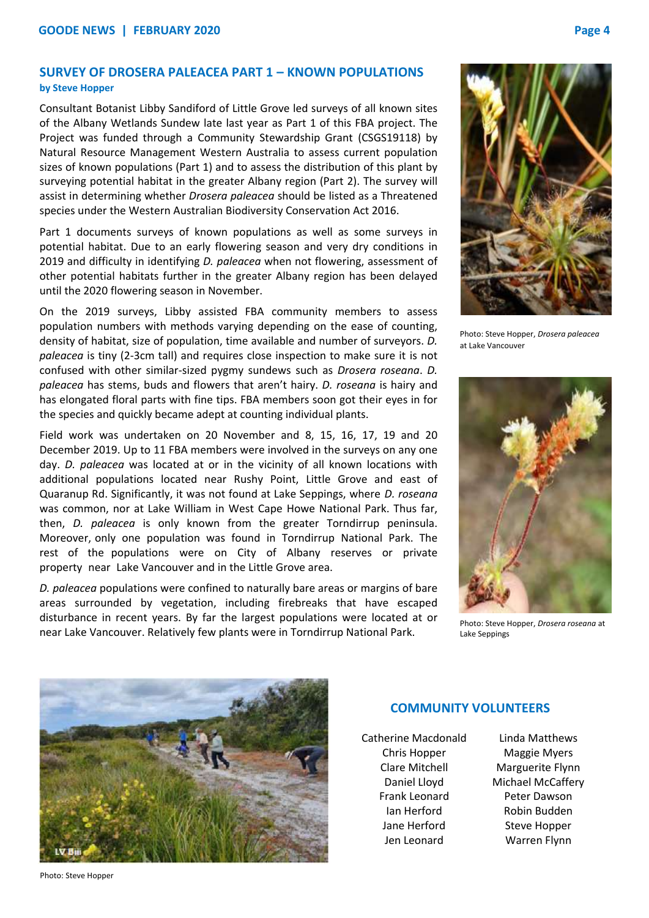## SURVEY OF DROSERA PALEACEA PART 1 – KNOWN POPULATIONS

**by Steve Hopper**

Consultant Botanist Libby Sandiford of Little Grove led surveys of all known sites of the Albany Wetlands Sundew late last year as Part 1 of this FBA project. The Project was funded through a Community Stewardship Grant (CSGS19118) by Natural Resource Management Western Australia to assess current population sizes of known populations (Part 1) and to assess the distribution of this plant by surveying potential habitat in the greater Albany region (Part 2). The survey will assist in determining whether *Drosera paleacea* should be listed as a Threatened species under the Western Australian Biodiversity Conservation Act 2016.

Part 1 documents surveys of known populations as well as some surveys in potential habitat. Due to an early flowering season and very dry conditions in 2019 and difficulty in identifying *D. paleacea* when not flowering, assessment of other potential habitats further in the greater Albany region has been delayed until the 2020 flowering season in November.

On the 2019 surveys, Libby assisted FBA community members to assess population numbers with methods varying depending on the ease of counting, density of habitat, size of population, time available and number of surveyors. *D. paleacea* is tiny (2-3cm tall) and requires close inspection to make sure it is not confused with other similar-sized pygmy sundews such as *Drosera roseana*. *D. paleacea* has stems, buds and flowers that aren't hairy. *D. roseana* is hairy and has elongated floral parts with fine tips. FBA members soon got their eyes in for the species and quickly became adept at counting individual plants.

Field work was undertaken on 20 November and 8, 15, 16, 17, 19 and 20 December 2019. Up to 11 FBA members were involved in the surveys on any one day. *D. paleacea* was located at or in the vicinity of all known locations with additional populations located near Rushy Point, Little Grove and east of Quaranup Rd. Significantly, it was not found at Lake Seppings, where *D. roseana* was common, nor at Lake William in West Cape Howe National Park. Thus far, then, *D. paleacea* is only known from the greater Torndirrup peninsula. Moreover, only one population was found in Torndirrup National Park. The rest of the populations were on City of Albany reserves or private property near Lake Vancouver and in the Little Grove area.

*D. paleacea* populations were confined to naturally bare areas or margins of bare areas surrounded by vegetation, including firebreaks that have escaped disturbance in recent years. By far the largest populations were located at or near Lake Vancouver. Relatively few plants were in Torndirrup National Park.

Photo: Steve Hopper, *Drosera paleacea* at Lake Vancouver

Photo: Steve Hopper, *Drosera roseana* at Lake Seppings

Photo: Steve Hopper

### COMMUNITY VOLUNTEERS

| | |
|---|---|
| Catherine Macdonald | Linda Matthews |
| Chris Hopper | Maggie Myers |
| Clare Mitchell | Marguerite Flynn |
| Daniel Lloyd | Michael McCaffery |
| Frank Leonard | Peter Dawson |
| Ian Herford | Robin Budden |
| Jane Herford | Steve Hopper |
| Jen Leonard | Warren Flynn |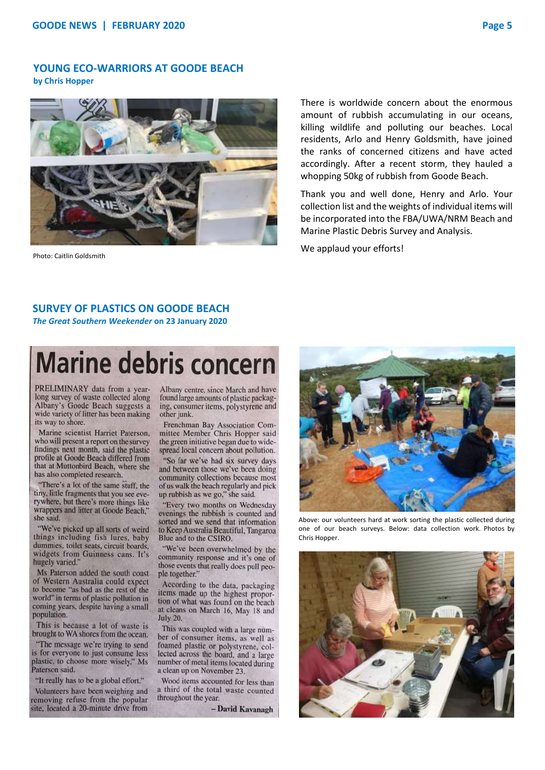## YOUNG ECO-WARRIORS AT GOODE BEACH

**by Chris Hopper**

Photo: Caitlin Goldsmith

There is worldwide concern about the enormous amount of rubbish accumulating in our oceans, killing wildlife and polluting our beaches. Local residents, Arlo and Henry Goldsmith, have joined the ranks of concerned citizens and have acted accordingly. After a recent storm, they hauled a whopping 50kg of rubbish from Goode Beach.

Thank you and well done, Henry and Arlo. Your collection list and the weights of individual items will be incorporated into the FBA/UWA/NRM Beach and Marine Plastic Debris Survey and Analysis.

We applaud your efforts!

## SURVEY OF PLASTICS ON GOODE BEACH

***The Great Southern Weekender*** **on 23 January 2020**

# Marine debris concern

PRELIMINARY data from a year-long survey of waste collected along Albany's Goode Beach suggests a wide variety of litter has been making its way to shore.

Marine scientist Harriet Paterson, who will present a report on the survey findings next month, said the plastic profile at Goode Beach differed from that at Muttonbird Beach, where she has also completed research.

"There's a lot of the same stuff, the tiny, little fragments that you see everywhere, but there's more things like wrappers and litter at Goode Beach," she said.

"We've picked up all sorts of weird things including fish lures, baby dummies, toilet seats, circuit boards, widgets from Guinness cans. It's hugely varied."

Ms Paterson added the south coast of Western Australia could expect to become "as bad as the rest of the world" in terms of plastic pollution in coming years, despite having a small population.

This is because a lot of waste is brought to WA shores from the ocean.

"The message we're trying to send is for everyone to just consume less plastic, to choose more wisely," Ms Paterson said.

"It really has to be a global effort."

Volunteers have been weighing and removing refuse from the popular site, located a 20-minute drive from Albany centre, since March and have found large amounts of plastic packaging, consumer items, polystyrene and other junk.

Frenchman Bay Association Committee Member Chris Hopper said the green initiative began due to widespread local concern about pollution.

"So far we've had six survey days and between those we've been doing community collections because most of us walk the beach regularly and pick up rubbish as we go," she said.

"Every two months on Wednesday evenings the rubbish is counted and sorted and we send that information to Keep Australia Beautiful, Tangaroa Blue and to the CSIRO.

"We've been overwhelmed by the community response and it's one of those events that really does pull people together."

According to the data, packaging items made up the highest proportion of what was found on the beach at cleans on March 16, May 18 and July 20.

This was coupled with a large number of consumer items, as well as foamed plastic or polystyrene, collected across the board, and a large number of metal items located during a clean up on November 23.

Wood items accounted for less than a third of the total waste counted throughout the year.

**– David Kavanagh**

Above: our volunteers hard at work sorting the plastic collected during one of our beach surveys. Below: data collection work. Photos by Chris Hopper.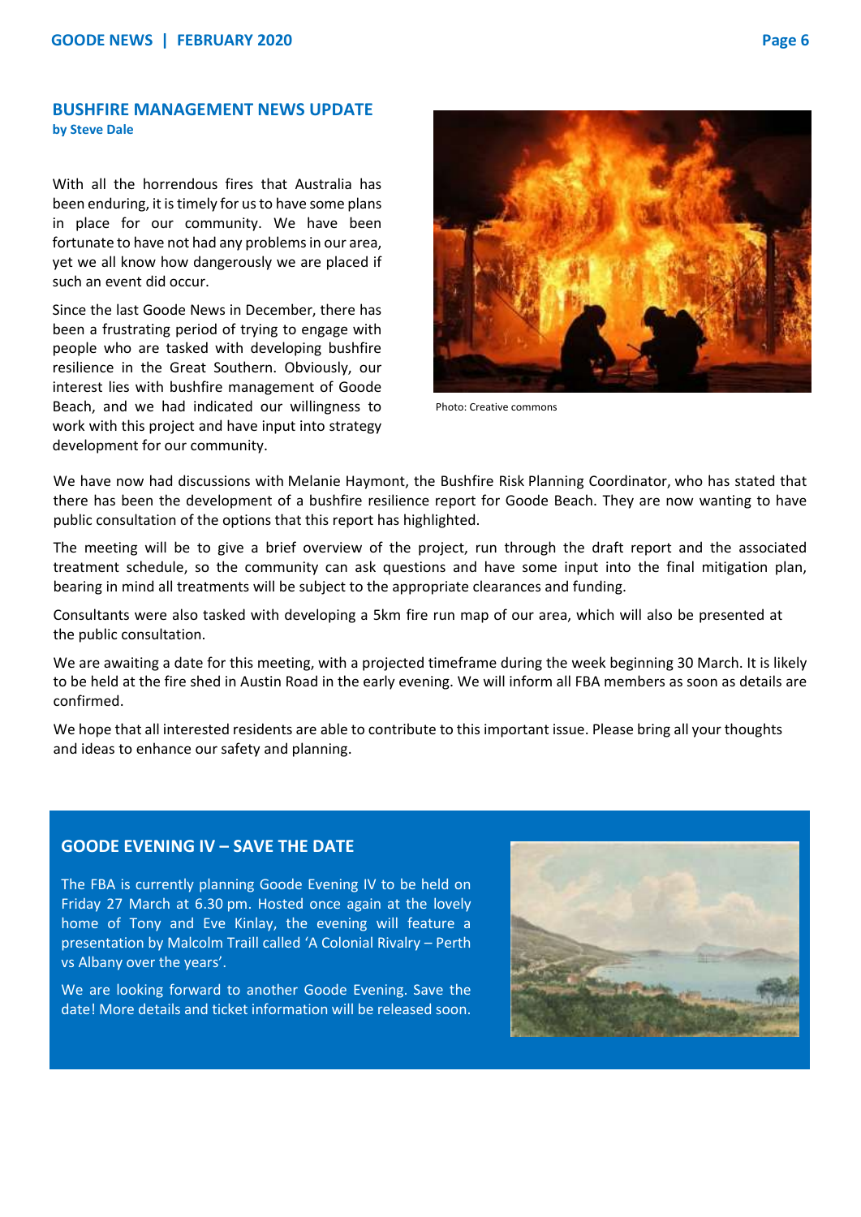## BUSHFIRE MANAGEMENT NEWS UPDATE

**by Steve Dale**

With all the horrendous fires that Australia has been enduring, it is timely for us to have some plans in place for our community. We have been fortunate to have not had any problems in our area, yet we all know how dangerously we are placed if such an event did occur.

Since the last Goode News in December, there has been a frustrating period of trying to engage with people who are tasked with developing bushfire resilience in the Great Southern. Obviously, our interest lies with bushfire management of Goode Beach, and we had indicated our willingness to work with this project and have input into strategy development for our community.

Photo: Creative commons

We have now had discussions with Melanie Haymont, the Bushfire Risk Planning Coordinator, who has stated that there has been the development of a bushfire resilience report for Goode Beach. They are now wanting to have public consultation of the options that this report has highlighted.

The meeting will be to give a brief overview of the project, run through the draft report and the associated treatment schedule, so the community can ask questions and have some input into the final mitigation plan, bearing in mind all treatments will be subject to the appropriate clearances and funding.

Consultants were also tasked with developing a 5km fire run map of our area, which will also be presented at the public consultation.

We are awaiting a date for this meeting, with a projected timeframe during the week beginning 30 March. It is likely to be held at the fire shed in Austin Road in the early evening. We will inform all FBA members as soon as details are confirmed.

We hope that all interested residents are able to contribute to this important issue. Please bring all your thoughts and ideas to enhance our safety and planning.

## GOODE EVENING IV – SAVE THE DATE

The FBA is currently planning Goode Evening IV to be held on Friday 27 March at 6.30 pm. Hosted once again at the lovely home of Tony and Eve Kinlay, the evening will feature a presentation by Malcolm Traill called 'A Colonial Rivalry – Perth vs Albany over the years'.

We are looking forward to another Goode Evening. Save the date! More details and ticket information will be released soon.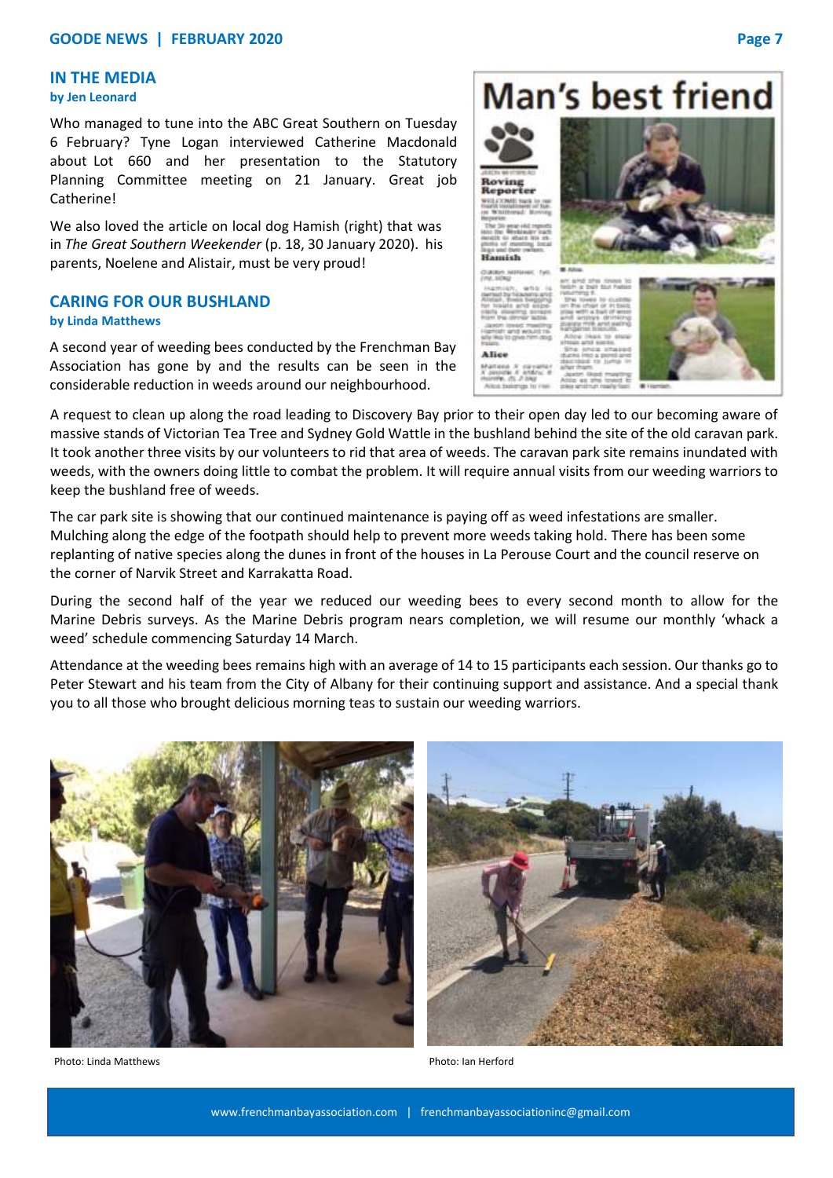## IN THE MEDIA

**by Jen Leonard**

Who managed to tune into the ABC Great Southern on Tuesday 6 February? Tyne Logan interviewed Catherine Macdonald about Lot 660 and her presentation to the Statutory Planning Committee meeting on 21 January. Great job Catherine!

We also loved the article on local dog Hamish (right) that was in *The Great Southern Weekender* (p. 18, 30 January 2020). his parents, Noelene and Alistair, must be very proud!

## CARING FOR OUR BUSHLAND

**by Linda Matthews**

A second year of weeding bees conducted by the Frenchman Bay Association has gone by and the results can be seen in the considerable reduction in weeds around our neighbourhood.

A request to clean up along the road leading to Discovery Bay prior to their open day led to our becoming aware of massive stands of Victorian Tea Tree and Sydney Gold Wattle in the bushland behind the site of the old caravan park. It took another three visits by our volunteers to rid that area of weeds. The caravan park site remains inundated with weeds, with the owners doing little to combat the problem. It will require annual visits from our weeding warriors to keep the bushland free of weeds.

The car park site is showing that our continued maintenance is paying off as weed infestations are smaller. Mulching along the edge of the footpath should help to prevent more weeds taking hold. There has been some replanting of native species along the dunes in front of the houses in La Perouse Court and the council reserve on the corner of Narvik Street and Karrakatta Road.

During the second half of the year we reduced our weeding bees to every second month to allow for the Marine Debris surveys. As the Marine Debris program nears completion, we will resume our monthly 'whack a weed' schedule commencing Saturday 14 March.

Attendance at the weeding bees remains high with an average of 14 to 15 participants each session. Our thanks go to Peter Stewart and his team from the City of Albany for their continuing support and assistance. And a special thank you to all those who brought delicious morning teas to sustain our weeding warriors.

Photo: Linda Matthews

Photo: Ian Herford